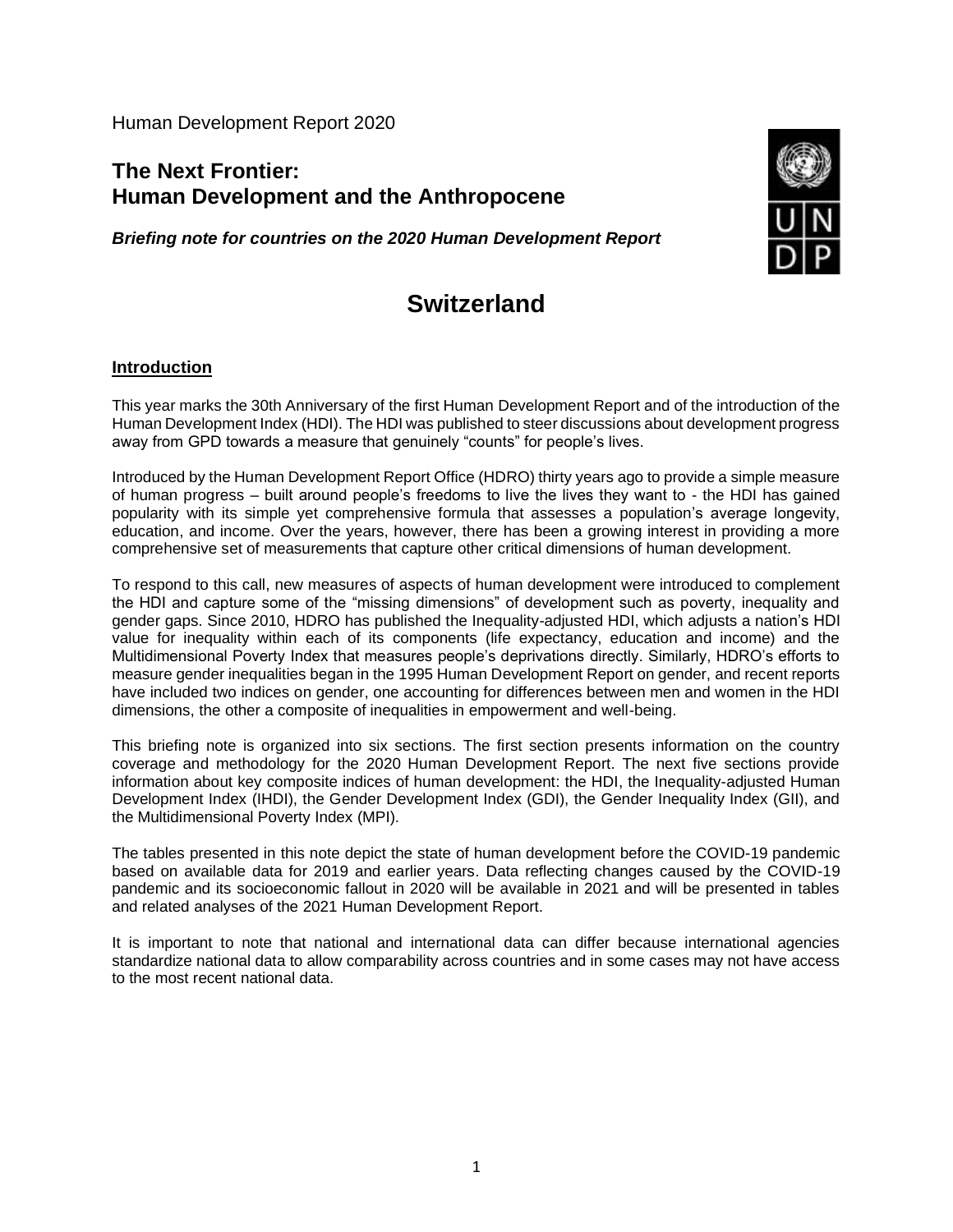Human Development Report 2020

# The Next Frontier: Human Development and the Anthropocene

***Briefing note for countries on the 2020 Human Development Report***

# Switzerland

## Introduction

This year marks the 30th Anniversary of the first Human Development Report and of the introduction of the Human Development Index (HDI). The HDI was published to steer discussions about development progress away from GPD towards a measure that genuinely "counts" for people's lives.

Introduced by the Human Development Report Office (HDRO) thirty years ago to provide a simple measure of human progress – built around people's freedoms to live the lives they want to - the HDI has gained popularity with its simple yet comprehensive formula that assesses a population's average longevity, education, and income. Over the years, however, there has been a growing interest in providing a more comprehensive set of measurements that capture other critical dimensions of human development.

To respond to this call, new measures of aspects of human development were introduced to complement the HDI and capture some of the "missing dimensions" of development such as poverty, inequality and gender gaps. Since 2010, HDRO has published the Inequality-adjusted HDI, which adjusts a nation's HDI value for inequality within each of its components (life expectancy, education and income) and the Multidimensional Poverty Index that measures people's deprivations directly. Similarly, HDRO's efforts to measure gender inequalities began in the 1995 Human Development Report on gender, and recent reports have included two indices on gender, one accounting for differences between men and women in the HDI dimensions, the other a composite of inequalities in empowerment and well-being.

This briefing note is organized into six sections. The first section presents information on the country coverage and methodology for the 2020 Human Development Report. The next five sections provide information about key composite indices of human development: the HDI, the Inequality-adjusted Human Development Index (IHDI), the Gender Development Index (GDI), the Gender Inequality Index (GII), and the Multidimensional Poverty Index (MPI).

The tables presented in this note depict the state of human development before the COVID-19 pandemic based on available data for 2019 and earlier years. Data reflecting changes caused by the COVID-19 pandemic and its socioeconomic fallout in 2020 will be available in 2021 and will be presented in tables and related analyses of the 2021 Human Development Report.

It is important to note that national and international data can differ because international agencies standardize national data to allow comparability across countries and in some cases may not have access to the most recent national data.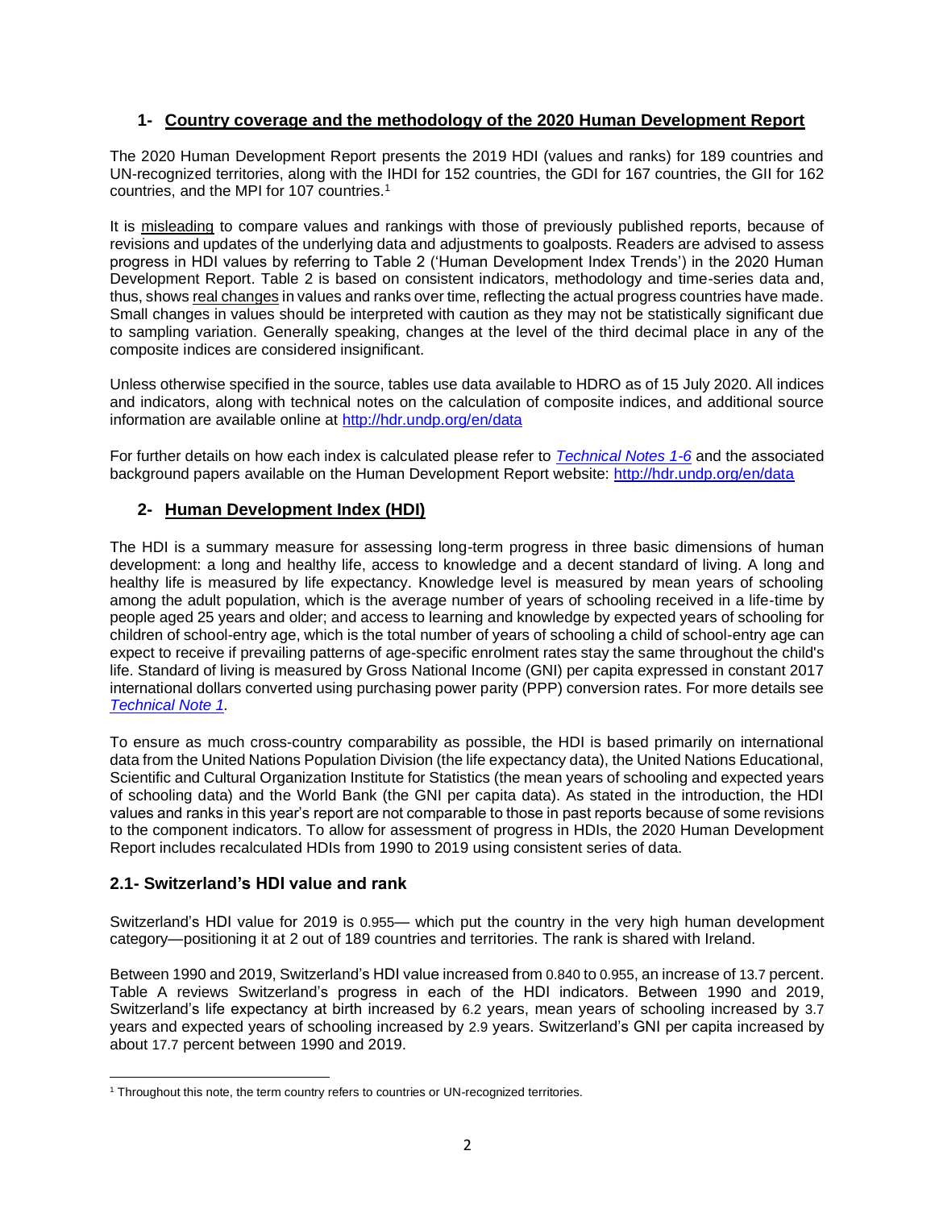## 1- Country coverage and the methodology of the 2020 Human Development Report

The 2020 Human Development Report presents the 2019 HDI (values and ranks) for 189 countries and UN-recognized territories, along with the IHDI for 152 countries, the GDI for 167 countries, the GII for 162 countries, and the MPI for 107 countries.[1]

It is misleading to compare values and rankings with those of previously published reports, because of revisions and updates of the underlying data and adjustments to goalposts. Readers are advised to assess progress in HDI values by referring to Table 2 ('Human Development Index Trends') in the 2020 Human Development Report. Table 2 is based on consistent indicators, methodology and time-series data and, thus, shows real changes in values and ranks over time, reflecting the actual progress countries have made. Small changes in values should be interpreted with caution as they may not be statistically significant due to sampling variation. Generally speaking, changes at the level of the third decimal place in any of the composite indices are considered insignificant.

Unless otherwise specified in the source, tables use data available to HDRO as of 15 July 2020. All indices and indicators, along with technical notes on the calculation of composite indices, and additional source information are available online at http://hdr.undp.org/en/data

For further details on how each index is calculated please refer to *Technical Notes 1-6* and the associated background papers available on the Human Development Report website: http://hdr.undp.org/en/data

## 2- Human Development Index (HDI)

The HDI is a summary measure for assessing long-term progress in three basic dimensions of human development: a long and healthy life, access to knowledge and a decent standard of living. A long and healthy life is measured by life expectancy. Knowledge level is measured by mean years of schooling among the adult population, which is the average number of years of schooling received in a life-time by people aged 25 years and older; and access to learning and knowledge by expected years of schooling for children of school-entry age, which is the total number of years of schooling a child of school-entry age can expect to receive if prevailing patterns of age-specific enrolment rates stay the same throughout the child's life. Standard of living is measured by Gross National Income (GNI) per capita expressed in constant 2017 international dollars converted using purchasing power parity (PPP) conversion rates. For more details see *Technical Note 1*.

To ensure as much cross-country comparability as possible, the HDI is based primarily on international data from the United Nations Population Division (the life expectancy data), the United Nations Educational, Scientific and Cultural Organization Institute for Statistics (the mean years of schooling and expected years of schooling data) and the World Bank (the GNI per capita data). As stated in the introduction, the HDI values and ranks in this year's report are not comparable to those in past reports because of some revisions to the component indicators. To allow for assessment of progress in HDIs, the 2020 Human Development Report includes recalculated HDIs from 1990 to 2019 using consistent series of data.

### 2.1- Switzerland's HDI value and rank

Switzerland's HDI value for 2019 is 0.955— which put the country in the very high human development category—positioning it at 2 out of 189 countries and territories. The rank is shared with Ireland.

Between 1990 and 2019, Switzerland's HDI value increased from 0.840 to 0.955, an increase of 13.7 percent. Table A reviews Switzerland's progress in each of the HDI indicators. Between 1990 and 2019, Switzerland's life expectancy at birth increased by 6.2 years, mean years of schooling increased by 3.7 years and expected years of schooling increased by 2.9 years. Switzerland's GNI per capita increased by about 17.7 percent between 1990 and 2019.

[1] Throughout this note, the term country refers to countries or UN-recognized territories.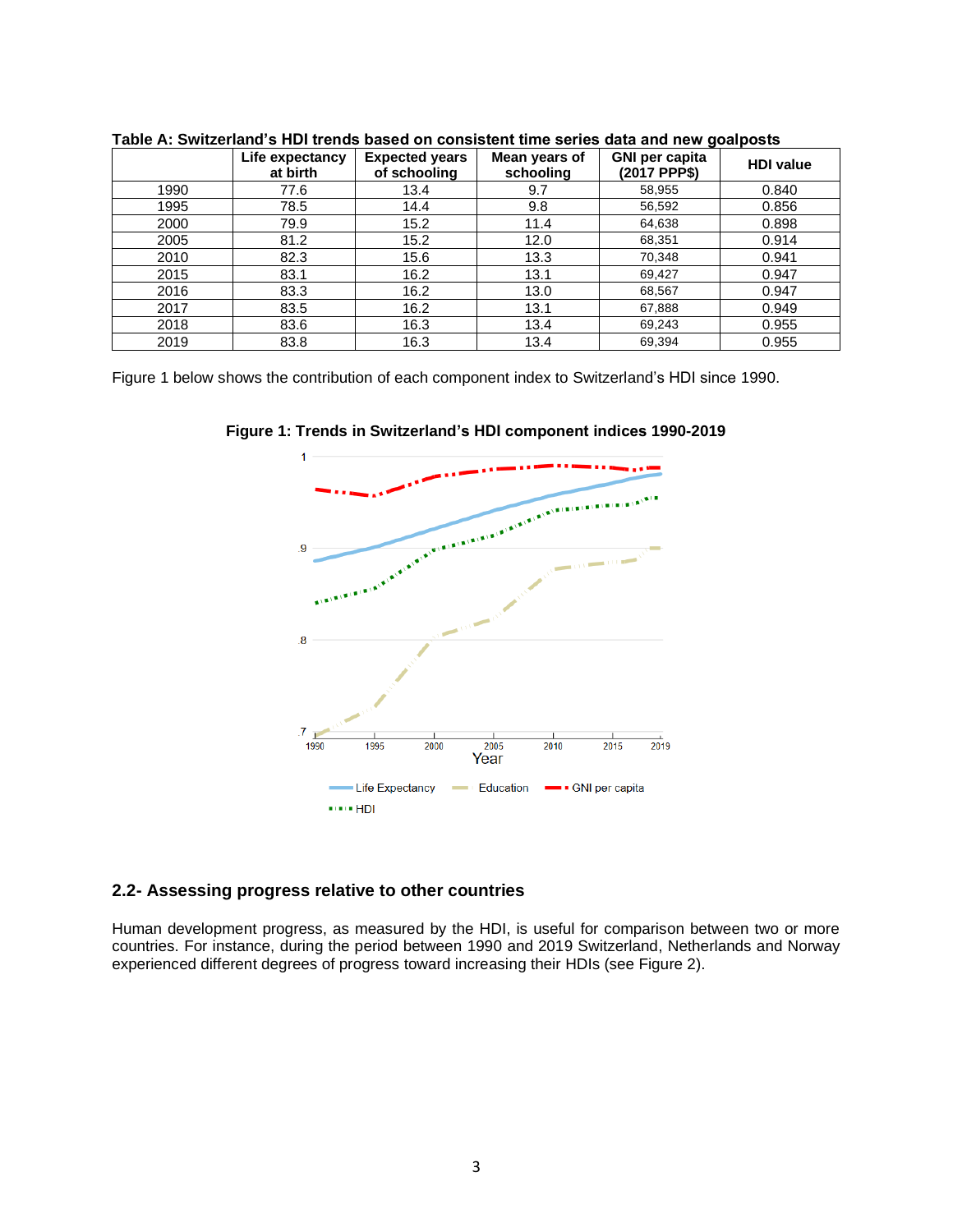**Table A: Switzerland's HDI trends based on consistent time series data and new goalposts**

| | Life expectancy at birth | Expected years of schooling | Mean years of schooling | GNI per capita (2017 PPP$) | HDI value |
|---|---|---|---|---|---|
| 1990 | 77.6 | 13.4 | 9.7 | 58,955 | 0.840 |
| 1995 | 78.5 | 14.4 | 9.8 | 56,592 | 0.856 |
| 2000 | 79.9 | 15.2 | 11.4 | 64,638 | 0.898 |
| 2005 | 81.2 | 15.2 | 12.0 | 68,351 | 0.914 |
| 2010 | 82.3 | 15.6 | 13.3 | 70,348 | 0.941 |
| 2015 | 83.1 | 16.2 | 13.1 | 69,427 | 0.947 |
| 2016 | 83.3 | 16.2 | 13.0 | 68,567 | 0.947 |
| 2017 | 83.5 | 16.2 | 13.1 | 67,888 | 0.949 |
| 2018 | 83.6 | 16.3 | 13.4 | 69,243 | 0.955 |
| 2019 | 83.8 | 16.3 | 13.4 | 69,394 | 0.955 |

Figure 1 below shows the contribution of each component index to Switzerland's HDI since 1990.

**Figure 1: Trends in Switzerland's HDI component indices 1990-2019**

## 2.2- Assessing progress relative to other countries

Human development progress, as measured by the HDI, is useful for comparison between two or more countries. For instance, during the period between 1990 and 2019 Switzerland, Netherlands and Norway experienced different degrees of progress toward increasing their HDIs (see Figure 2).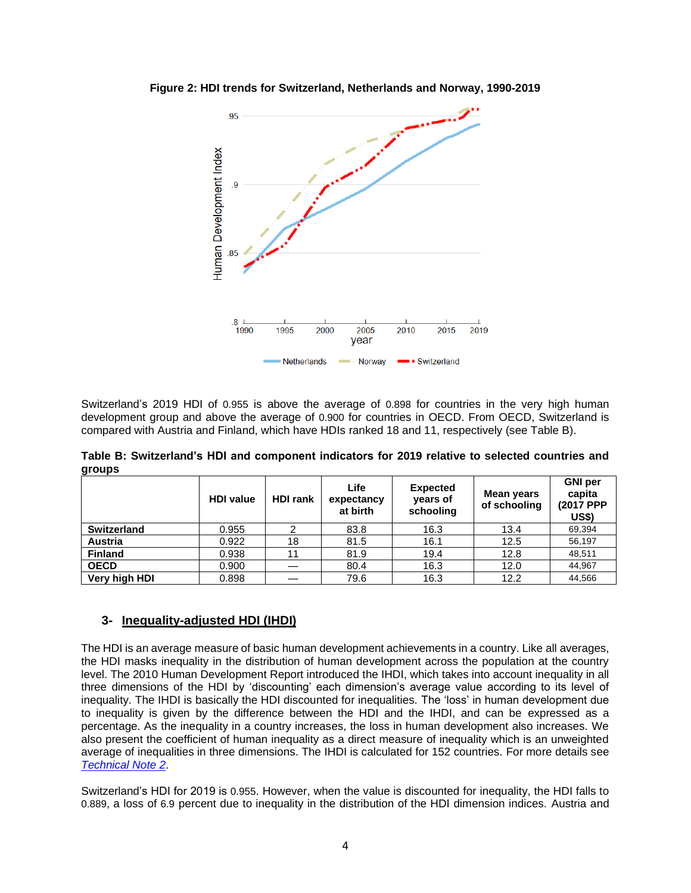**Figure 2: HDI trends for Switzerland, Netherlands and Norway, 1990-2019**

Switzerland's 2019 HDI of 0.955 is above the average of 0.898 for countries in the very high human development group and above the average of 0.900 for countries in OECD. From OECD, Switzerland is compared with Austria and Finland, which have HDIs ranked 18 and 11, respectively (see Table B).

**Table B: Switzerland's HDI and component indicators for 2019 relative to selected countries and groups**

| | HDI value | HDI rank | Life expectancy at birth | Expected years of schooling | Mean years of schooling | GNI per capita (2017 PPP US$) |
|---|---|---|---|---|---|---|
| **Switzerland** | 0.955 | 2 | 83.8 | 16.3 | 13.4 | 69,394 |
| **Austria** | 0.922 | 18 | 81.5 | 16.1 | 12.5 | 56,197 |
| **Finland** | 0.938 | 11 | 81.9 | 19.4 | 12.8 | 48,511 |
| **OECD** | 0.900 | — | 80.4 | 16.3 | 12.0 | 44,967 |
| **Very high HDI** | 0.898 | — | 79.6 | 16.3 | 12.2 | 44,566 |

## 3- Inequality-adjusted HDI (IHDI)

The HDI is an average measure of basic human development achievements in a country. Like all averages, the HDI masks inequality in the distribution of human development across the population at the country level. The 2010 Human Development Report introduced the IHDI, which takes into account inequality in all three dimensions of the HDI by 'discounting' each dimension's average value according to its level of inequality. The IHDI is basically the HDI discounted for inequalities. The 'loss' in human development due to inequality is given by the difference between the HDI and the IHDI, and can be expressed as a percentage. As the inequality in a country increases, the loss in human development also increases. We also present the coefficient of human inequality as a direct measure of inequality which is an unweighted average of inequalities in three dimensions. The IHDI is calculated for 152 countries. For more details see *Technical Note 2*.

Switzerland's HDI for 2019 is 0.955. However, when the value is discounted for inequality, the HDI falls to 0.889, a loss of 6.9 percent due to inequality in the distribution of the HDI dimension indices. Austria and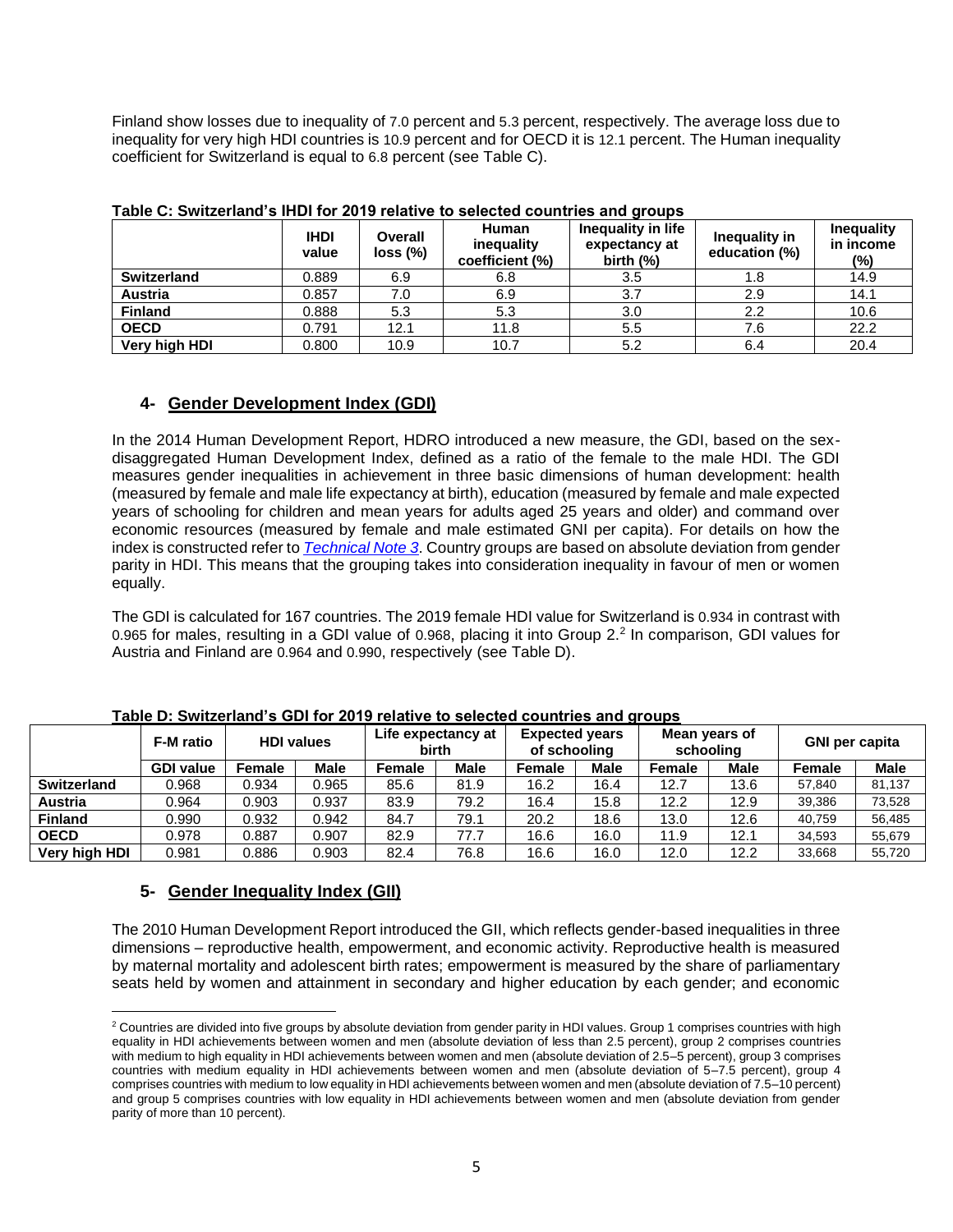Finland show losses due to inequality of 7.0 percent and 5.3 percent, respectively. The average loss due to inequality for very high HDI countries is 10.9 percent and for OECD it is 12.1 percent. The Human inequality coefficient for Switzerland is equal to 6.8 percent (see Table C).

**Table C: Switzerland's IHDI for 2019 relative to selected countries and groups**

| | IHDI value | Overall loss (%) | Human inequality coefficient (%) | Inequality in life expectancy at birth (%) | Inequality in education (%) | Inequality in income (%) |
|---|---|---|---|---|---|---|
| **Switzerland** | 0.889 | 6.9 | 6.8 | 3.5 | 1.8 | 14.9 |
| **Austria** | 0.857 | 7.0 | 6.9 | 3.7 | 2.9 | 14.1 |
| **Finland** | 0.888 | 5.3 | 5.3 | 3.0 | 2.2 | 10.6 |
| **OECD** | 0.791 | 12.1 | 11.8 | 5.5 | 7.6 | 22.2 |
| **Very high HDI** | 0.800 | 10.9 | 10.7 | 5.2 | 6.4 | 20.4 |

## 4- Gender Development Index (GDI)

In the 2014 Human Development Report, HDRO introduced a new measure, the GDI, based on the sex-disaggregated Human Development Index, defined as a ratio of the female to the male HDI. The GDI measures gender inequalities in achievement in three basic dimensions of human development: health (measured by female and male life expectancy at birth), education (measured by female and male expected years of schooling for children and mean years for adults aged 25 years and older) and command over economic resources (measured by female and male estimated GNI per capita). For details on how the index is constructed refer to *Technical Note 3*. Country groups are based on absolute deviation from gender parity in HDI. This means that the grouping takes into consideration inequality in favour of men or women equally.

The GDI is calculated for 167 countries. The 2019 female HDI value for Switzerland is 0.934 in contrast with 0.965 for males, resulting in a GDI value of 0.968, placing it into Group 2.[2] In comparison, GDI values for Austria and Finland are 0.964 and 0.990, respectively (see Table D).

**Table D: Switzerland's GDI for 2019 relative to selected countries and groups**

| | F-M ratio | HDI values | | Life expectancy at birth | | Expected years of schooling | | Mean years of schooling | | GNI per capita | |
|---|---|---|---|---|---|---|---|---|---|---|---|
| | GDI value | Female | Male | Female | Male | Female | Male | Female | Male | Female | Male |
| **Switzerland** | 0.968 | 0.934 | 0.965 | 85.6 | 81.9 | 16.2 | 16.4 | 12.7 | 13.6 | 57,840 | 81,137 |
| **Austria** | 0.964 | 0.903 | 0.937 | 83.9 | 79.2 | 16.4 | 15.8 | 12.2 | 12.9 | 39,386 | 73,528 |
| **Finland** | 0.990 | 0.932 | 0.942 | 84.7 | 79.1 | 20.2 | 18.6 | 13.0 | 12.6 | 40,759 | 56,485 |
| **OECD** | 0.978 | 0.887 | 0.907 | 82.9 | 77.7 | 16.6 | 16.0 | 11.9 | 12.1 | 34,593 | 55,679 |
| **Very high HDI** | 0.981 | 0.886 | 0.903 | 82.4 | 76.8 | 16.6 | 16.0 | 12.0 | 12.2 | 33,668 | 55,720 |

## 5- Gender Inequality Index (GII)

The 2010 Human Development Report introduced the GII, which reflects gender-based inequalities in three dimensions – reproductive health, empowerment, and economic activity. Reproductive health is measured by maternal mortality and adolescent birth rates; empowerment is measured by the share of parliamentary seats held by women and attainment in secondary and higher education by each gender; and economic

[2] Countries are divided into five groups by absolute deviation from gender parity in HDI values. Group 1 comprises countries with high equality in HDI achievements between women and men (absolute deviation of less than 2.5 percent), group 2 comprises countries with medium to high equality in HDI achievements between women and men (absolute deviation of 2.5–5 percent), group 3 comprises countries with medium equality in HDI achievements between women and men (absolute deviation of 5–7.5 percent), group 4 comprises countries with medium to low equality in HDI achievements between women and men (absolute deviation of 7.5–10 percent) and group 5 comprises countries with low equality in HDI achievements between women and men (absolute deviation from gender parity of more than 10 percent).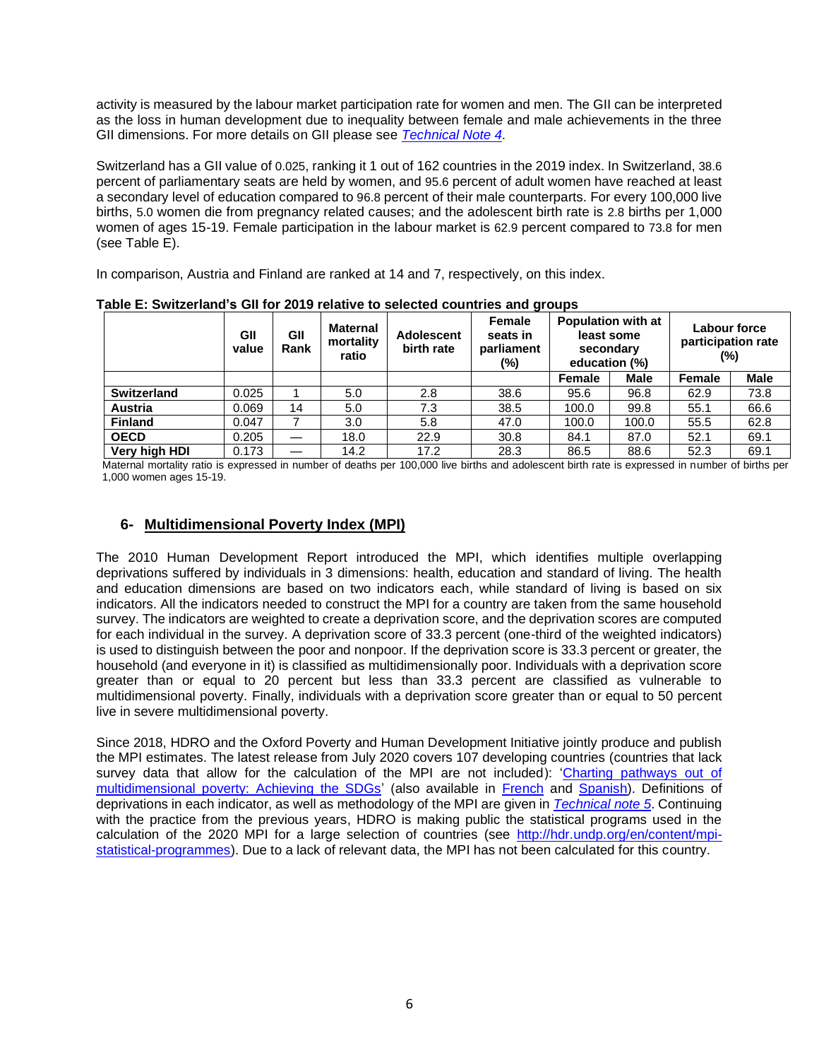activity is measured by the labour market participation rate for women and men. The GII can be interpreted as the loss in human development due to inequality between female and male achievements in the three GII dimensions. For more details on GII please see *Technical Note 4*.

Switzerland has a GII value of 0.025, ranking it 1 out of 162 countries in the 2019 index. In Switzerland, 38.6 percent of parliamentary seats are held by women, and 95.6 percent of adult women have reached at least a secondary level of education compared to 96.8 percent of their male counterparts. For every 100,000 live births, 5.0 women die from pregnancy related causes; and the adolescent birth rate is 2.8 births per 1,000 women of ages 15-19. Female participation in the labour market is 62.9 percent compared to 73.8 for men (see Table E).

In comparison, Austria and Finland are ranked at 14 and 7, respectively, on this index.

**Table E: Switzerland's GII for 2019 relative to selected countries and groups**

| | GII value | GII Rank | Maternal mortality ratio | Adolescent birth rate | Female seats in parliament (%) | Population with at least some secondary education (%) | | Labour force participation rate (%) | |
|---|---|---|---|---|---|---|---|---|---|
| | | | | | | Female | Male | Female | Male |
| **Switzerland** | 0.025 | 1 | 5.0 | 2.8 | 38.6 | 95.6 | 96.8 | 62.9 | 73.8 |
| **Austria** | 0.069 | 14 | 5.0 | 7.3 | 38.5 | 100.0 | 99.8 | 55.1 | 66.6 |
| **Finland** | 0.047 | 7 | 3.0 | 5.8 | 47.0 | 100.0 | 100.0 | 55.5 | 62.8 |
| **OECD** | 0.205 | — | 18.0 | 22.9 | 30.8 | 84.1 | 87.0 | 52.1 | 69.1 |
| **Very high HDI** | 0.173 | — | 14.2 | 17.2 | 28.3 | 86.5 | 88.6 | 52.3 | 69.1 |

Maternal mortality ratio is expressed in number of deaths per 100,000 live births and adolescent birth rate is expressed in number of births per 1,000 women ages 15-19.

## 6- Multidimensional Poverty Index (MPI)

The 2010 Human Development Report introduced the MPI, which identifies multiple overlapping deprivations suffered by individuals in 3 dimensions: health, education and standard of living. The health and education dimensions are based on two indicators each, while standard of living is based on six indicators. All the indicators needed to construct the MPI for a country are taken from the same household survey. The indicators are weighted to create a deprivation score, and the deprivation scores are computed for each individual in the survey. A deprivation score of 33.3 percent (one-third of the weighted indicators) is used to distinguish between the poor and nonpoor. If the deprivation score is 33.3 percent or greater, the household (and everyone in it) is classified as multidimensionally poor. Individuals with a deprivation score greater than or equal to 20 percent but less than 33.3 percent are classified as vulnerable to multidimensional poverty. Finally, individuals with a deprivation score greater than or equal to 50 percent live in severe multidimensional poverty.

Since 2018, HDRO and the Oxford Poverty and Human Development Initiative jointly produce and publish the MPI estimates. The latest release from July 2020 covers 107 developing countries (countries that lack survey data that allow for the calculation of the MPI are not included): 'Charting pathways out of multidimensional poverty: Achieving the SDGs' (also available in French and Spanish). Definitions of deprivations in each indicator, as well as methodology of the MPI are given in *Technical note 5*. Continuing with the practice from the previous years, HDRO is making public the statistical programs used in the calculation of the 2020 MPI for a large selection of countries (see http://hdr.undp.org/en/content/mpi-statistical-programmes). Due to a lack of relevant data, the MPI has not been calculated for this country.